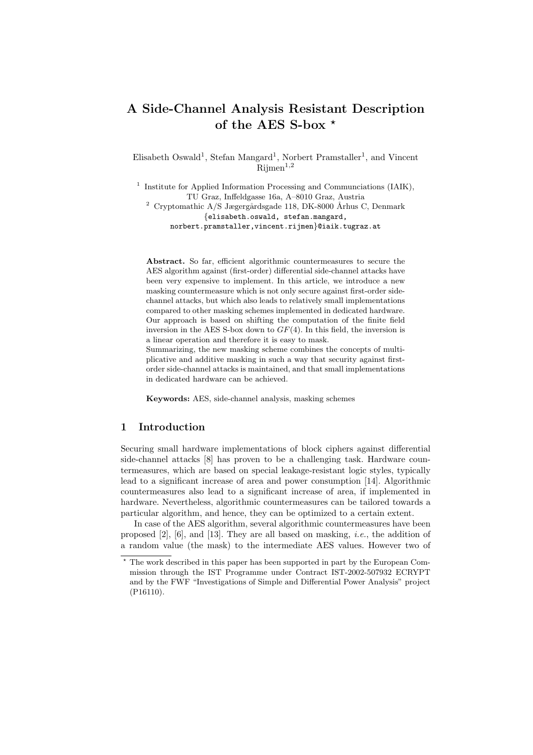# A Side-Channel Analysis Resistant Description of the AES S-box *

Elisabeth Oswald[1], Stefan Mangard[1], Norbert Pramstaller[1], and Vincent Rijmen[1,2]

[1] Institute for Applied Information Processing and Communciations (IAIK), TU Graz, Inffeldgasse 16a, A–8010 Graz, Austria

[2] Cryptomathic A/S Jægergårdsgade 118, DK-8000 Århus C, Denmark

{elisabeth.oswald, stefan.mangard, norbert.pramstaller,vincent.rijmen}@iaik.tugraz.at

**Abstract.** So far, efficient algorithmic countermeasures to secure the AES algorithm against (first-order) differential side-channel attacks have been very expensive to implement. In this article, we introduce a new masking countermeasure which is not only secure against first-order side-channel attacks, but which also leads to relatively small implementations compared to other masking schemes implemented in dedicated hardware. Our approach is based on shifting the computation of the finite field inversion in the AES S-box down to $GF(4)$. In this field, the inversion is a linear operation and therefore it is easy to mask.

Summarizing, the new masking scheme combines the concepts of multiplicative and additive masking in such a way that security against first-order side-channel attacks is maintained, and that small implementations in dedicated hardware can be achieved.

**Keywords:** AES, side-channel analysis, masking schemes

## 1 Introduction

Securing small hardware implementations of block ciphers against differential side-channel attacks [8] has proven to be a challenging task. Hardware countermeasures, which are based on special leakage-resistant logic styles, typically lead to a significant increase of area and power consumption [14]. Algorithmic countermeasures also lead to a significant increase of area, if implemented in hardware. Nevertheless, algorithmic countermeasures can be tailored towards a particular algorithm, and hence, they can be optimized to a certain extent.

In case of the AES algorithm, several algorithmic countermeasures have been proposed [2], [6], and [13]. They are all based on masking, *i.e.*, the addition of a random value (the mask) to the intermediate AES values. However two of

---

* The work described in this paper has been supported in part by the European Commission through the IST Programme under Contract IST-2002-507932 ECRYPT and by the FWF "Investigations of Simple and Differential Power Analysis" project (P16110).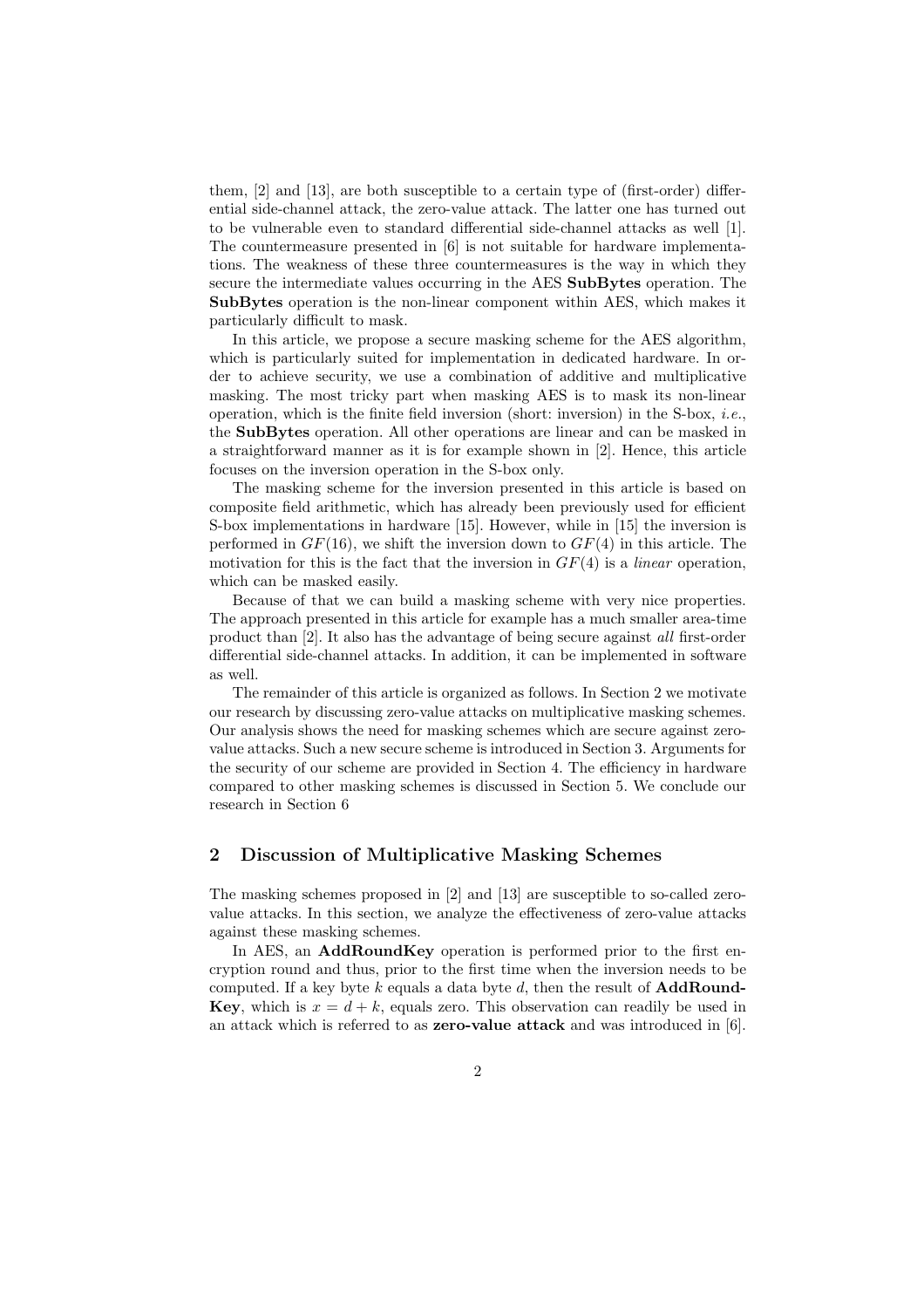them, [2] and [13], are both susceptible to a certain type of (first-order) differential side-channel attack, the zero-value attack. The latter one has turned out to be vulnerable even to standard differential side-channel attacks as well [1]. The countermeasure presented in [6] is not suitable for hardware implementations. The weakness of these three countermeasures is the way in which they secure the intermediate values occurring in the AES **SubBytes** operation. The **SubBytes** operation is the non-linear component within AES, which makes it particularly difficult to mask.

In this article, we propose a secure masking scheme for the AES algorithm, which is particularly suited for implementation in dedicated hardware. In order to achieve security, we use a combination of additive and multiplicative masking. The most tricky part when masking AES is to mask its non-linear operation, which is the finite field inversion (short: inversion) in the S-box, *i.e.*, the **SubBytes** operation. All other operations are linear and can be masked in a straightforward manner as it is for example shown in [2]. Hence, this article focuses on the inversion operation in the S-box only.

The masking scheme for the inversion presented in this article is based on composite field arithmetic, which has already been previously used for efficient S-box implementations in hardware [15]. However, while in [15] the inversion is performed in $GF(16)$, we shift the inversion down to $GF(4)$ in this article. The motivation for this is the fact that the inversion in $GF(4)$ is a *linear* operation, which can be masked easily.

Because of that we can build a masking scheme with very nice properties. The approach presented in this article for example has a much smaller area-time product than [2]. It also has the advantage of being secure against *all* first-order differential side-channel attacks. In addition, it can be implemented in software as well.

The remainder of this article is organized as follows. In Section 2 we motivate our research by discussing zero-value attacks on multiplicative masking schemes. Our analysis shows the need for masking schemes which are secure against zero-value attacks. Such a new secure scheme is introduced in Section 3. Arguments for the security of our scheme are provided in Section 4. The efficiency in hardware compared to other masking schemes is discussed in Section 5. We conclude our research in Section 6

## 2 Discussion of Multiplicative Masking Schemes

The masking schemes proposed in [2] and [13] are susceptible to so-called zero-value attacks. In this section, we analyze the effectiveness of zero-value attacks against these masking schemes.

In AES, an **AddRoundKey** operation is performed prior to the first encryption round and thus, prior to the first time when the inversion needs to be computed. If a key byte $k$ equals a data byte $d$, then the result of **AddRoundKey**, which is $x = d + k$, equals zero. This observation can readily be used in an attack which is referred to as **zero-value attack** and was introduced in [6].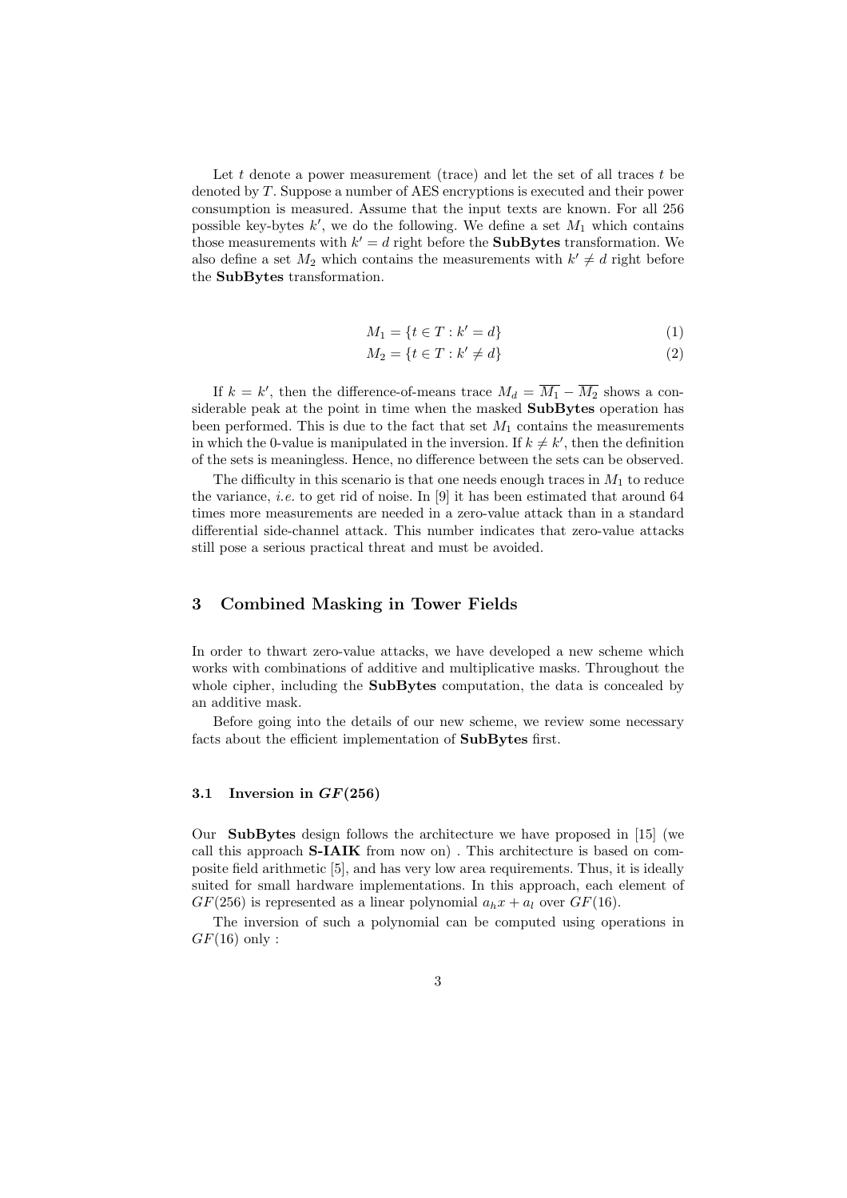Let $t$ denote a power measurement (trace) and let the set of all traces $t$ be denoted by $T$. Suppose a number of AES encryptions is executed and their power consumption is measured. Assume that the input texts are known. For all 256 possible key-bytes $k'$, we do the following. We define a set $M_1$ which contains those measurements with $k' = d$ right before the **SubBytes** transformation. We also define a set $M_2$ which contains the measurements with $k' \neq d$ right before the **SubBytes** transformation.

$$M_1 = \{t \in T : k' = d\} \tag{1}$$

$$M_2 = \{t \in T : k' \neq d\} \tag{2}$$

If $k = k'$, then the difference-of-means trace $M_d = \overline{M_1} - \overline{M_2}$ shows a considerable peak at the point in time when the masked **SubBytes** operation has been performed. This is due to the fact that set $M_1$ contains the measurements in which the 0-value is manipulated in the inversion. If $k \neq k'$, then the definition of the sets is meaningless. Hence, no difference between the sets can be observed.

The difficulty in this scenario is that one needs enough traces in $M_1$ to reduce the variance, *i.e.* to get rid of noise. In [9] it has been estimated that around 64 times more measurements are needed in a zero-value attack than in a standard differential side-channel attack. This number indicates that zero-value attacks still pose a serious practical threat and must be avoided.

## 3 Combined Masking in Tower Fields

In order to thwart zero-value attacks, we have developed a new scheme which works with combinations of additive and multiplicative masks. Throughout the whole cipher, including the **SubBytes** computation, the data is concealed by an additive mask.

Before going into the details of our new scheme, we review some necessary facts about the efficient implementation of **SubBytes** first.

### 3.1 Inversion in $GF(256)$

Our **SubBytes** design follows the architecture we have proposed in [15] (we call this approach **S-IAIK** from now on) . This architecture is based on composite field arithmetic [5], and has very low area requirements. Thus, it is ideally suited for small hardware implementations. In this approach, each element of $GF(256)$ is represented as a linear polynomial $a_h x + a_l$ over $GF(16)$.

The inversion of such a polynomial can be computed using operations in $GF(16)$ only :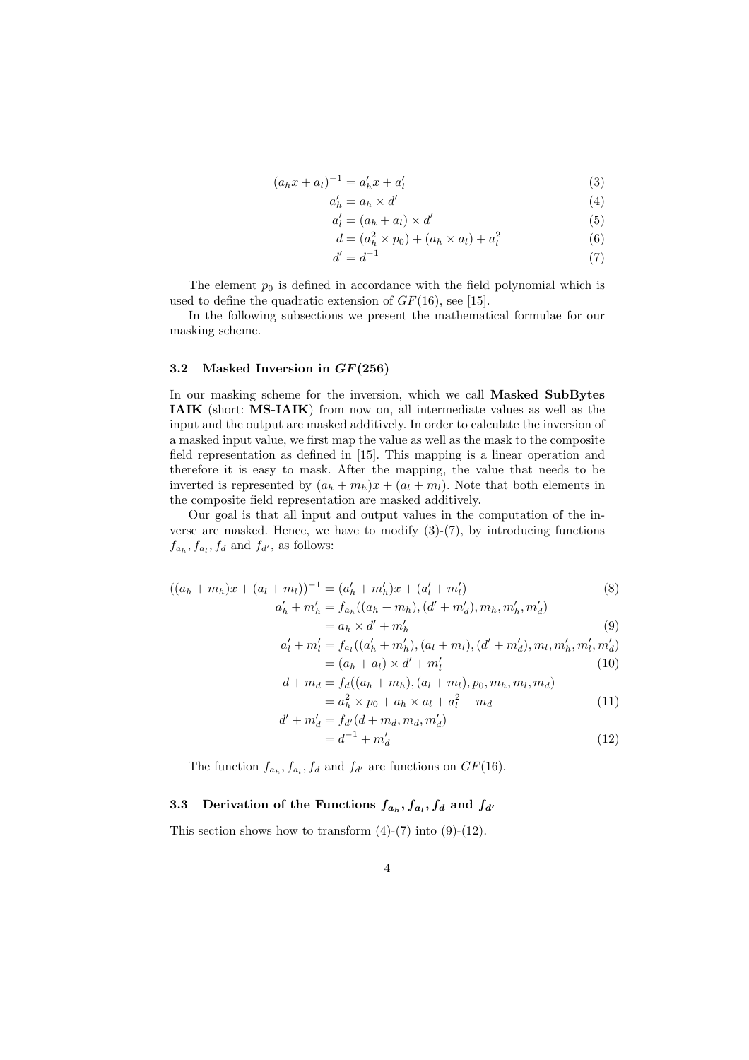$$(a_h x + a_l)^{-1} = a'_h x + a'_l \tag{3}$$

$$a'_h = a_h \times d' \tag{4}$$

$$a'_l = (a_h + a_l) \times d' \tag{5}$$

$$d = (a_h^2 \times p_0) + (a_h \times a_l) + a_l^2 \tag{6}$$

$$d' = d^{-1} \tag{7}$$

The element $p_0$ is defined in accordance with the field polynomial which is used to define the quadratic extension of $GF(16)$, see [15].

In the following subsections we present the mathematical formulae for our masking scheme.

### 3.2 Masked Inversion in $GF(256)$

In our masking scheme for the inversion, which we call **Masked SubBytes IAIK** (short: **MS-IAIK**) from now on, all intermediate values as well as the input and the output are masked additively. In order to calculate the inversion of a masked input value, we first map the value as well as the mask to the composite field representation as defined in [15]. This mapping is a linear operation and therefore it is easy to mask. After the mapping, the value that needs to be inverted is represented by $(a_h + m_h)x + (a_l + m_l)$. Note that both elements in the composite field representation are masked additively.

Our goal is that all input and output values in the computation of the inverse are masked. Hence, we have to modify (3)-(7), by introducing functions $f_{a_h}, f_{a_l}, f_d$ and $f_{d'}$, as follows:

$$((a_h + m_h)x + (a_l + m_l))^{-1} = (a'_h + m'_h)x + (a'_l + m'_l) \tag{8}$$

$$\begin{aligned} a'_h + m'_h &= f_{a_h}((a_h + m_h), (d' + m'_d), m_h, m'_h, m'_d) \\ &= a_h \times d' + m'_h \end{aligned} \tag{9}$$

$$\begin{aligned} a'_l + m'_l &= f_{a_l}((a'_h + m'_h), (a_l + m_l), (d' + m'_d), m_l, m'_h, m'_l, m'_d) \\ &= (a_h + a_l) \times d' + m'_l \end{aligned} \tag{10}$$

$$\begin{aligned} d + m_d &= f_d((a_h + m_h), (a_l + m_l), p_0, m_h, m_l, m_d) \\ &= a_h^2 \times p_0 + a_h \times a_l + a_l^2 + m_d \end{aligned} \tag{11}$$

$$\begin{aligned} d' + m'_d &= f_{d'}(d + m_d, m_d, m'_d) \\ &= d^{-1} + m'_d \end{aligned} \tag{12}$$

The function $f_{a_h}, f_{a_l}, f_d$ and $f_{d'}$ are functions on $GF(16)$.

### 3.3 Derivation of the Functions $f_{a_h}, f_{a_l}, f_d$ and $f_{d'}$

This section shows how to transform (4)-(7) into (9)-(12).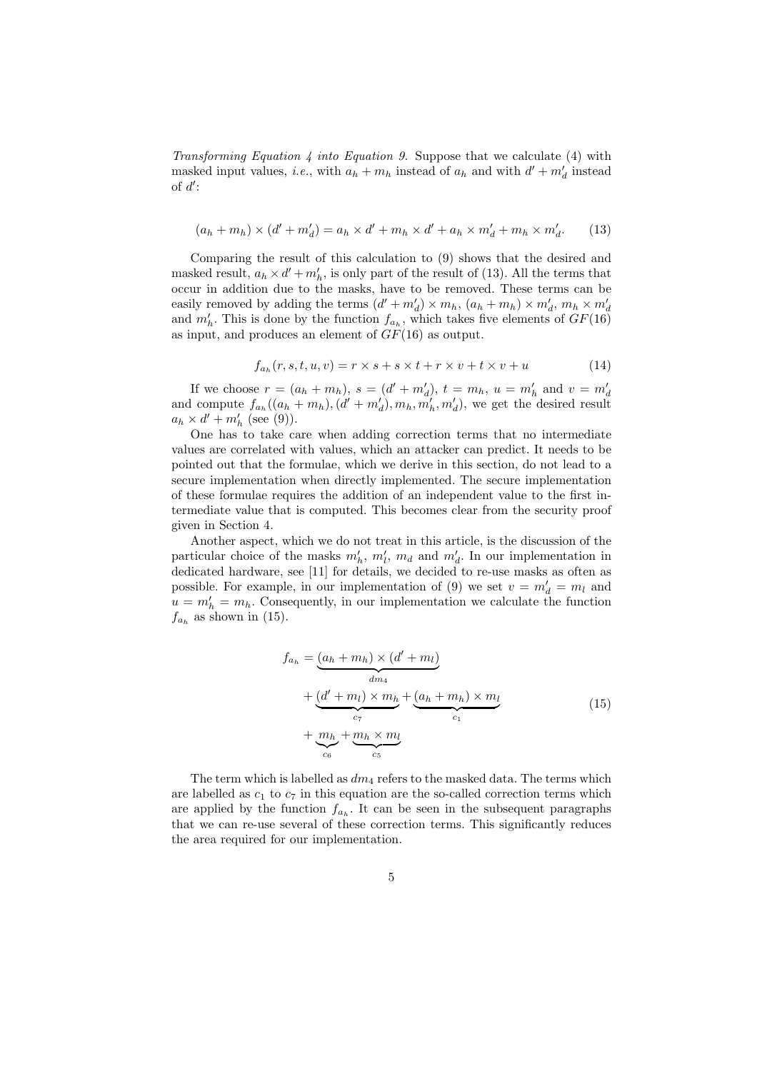*Transforming Equation 4 into Equation 9.* Suppose that we calculate (4) with masked input values, *i.e.*, with $a_h + m_h$ instead of $a_h$ and with $d' + m'_d$ instead of $d'$:

$$(a_h + m_h) \times (d' + m'_d) = a_h \times d' + m_h \times d' + a_h \times m'_d + m_h \times m'_d. \tag{13}$$

Comparing the result of this calculation to (9) shows that the desired and masked result, $a_h \times d' + m'_h$, is only part of the result of (13). All the terms that occur in addition due to the masks, have to be removed. These terms can be easily removed by adding the terms $(d' + m'_d) \times m_h$, $(a_h + m_h) \times m'_d$, $m_h \times m'_d$ and $m'_h$. This is done by the function $f_{a_h}$, which takes five elements of $GF(16)$ as input, and produces an element of $GF(16)$ as output.

$$f_{a_h}(r, s, t, u, v) = r \times s + s \times t + r \times v + t \times v + u \tag{14}$$

If we choose $r = (a_h + m_h)$, $s = (d' + m'_d)$, $t = m_h$, $u = m'_h$ and $v = m'_d$ and compute $f_{a_h}((a_h + m_h), (d' + m'_d), m_h, m'_h, m'_d)$, we get the desired result $a_h \times d' + m'_h$ (see (9)).

One has to take care when adding correction terms that no intermediate values are correlated with values, which an attacker can predict. It needs to be pointed out that the formulae, which we derive in this section, do not lead to a secure implementation when directly implemented. The secure implementation of these formulae requires the addition of an independent value to the first intermediate value that is computed. This becomes clear from the security proof given in Section 4.

Another aspect, which we do not treat in this article, is the discussion of the particular choice of the masks $m'_h$, $m'_l$, $m_d$ and $m'_d$. In our implementation in dedicated hardware, see [11] for details, we decided to re-use masks as often as possible. For example, in our implementation of (9) we set $v = m'_d = m_l$ and $u = m'_h = m_h$. Consequently, in our implementation we calculate the function $f_{a_h}$ as shown in (15).

$$\begin{aligned} f_{a_h} = & \underbrace{(a_h + m_h) \times (d' + m_l)}_{dm_4} \\ & + \underbrace{(d' + m_l) \times m_h}_{c_7} + \underbrace{(a_h + m_h) \times m_l}_{c_1} \\ & + \underbrace{m_h}_{c_6} + \underbrace{m_h \times m_l}_{c_5} \end{aligned} \tag{15}$$

The term which is labelled as $dm_4$ refers to the masked data. The terms which are labelled as $c_1$ to $c_7$ in this equation are the so-called correction terms which are applied by the function $f_{a_h}$. It can be seen in the subsequent paragraphs that we can re-use several of these correction terms. This significantly reduces the area required for our implementation.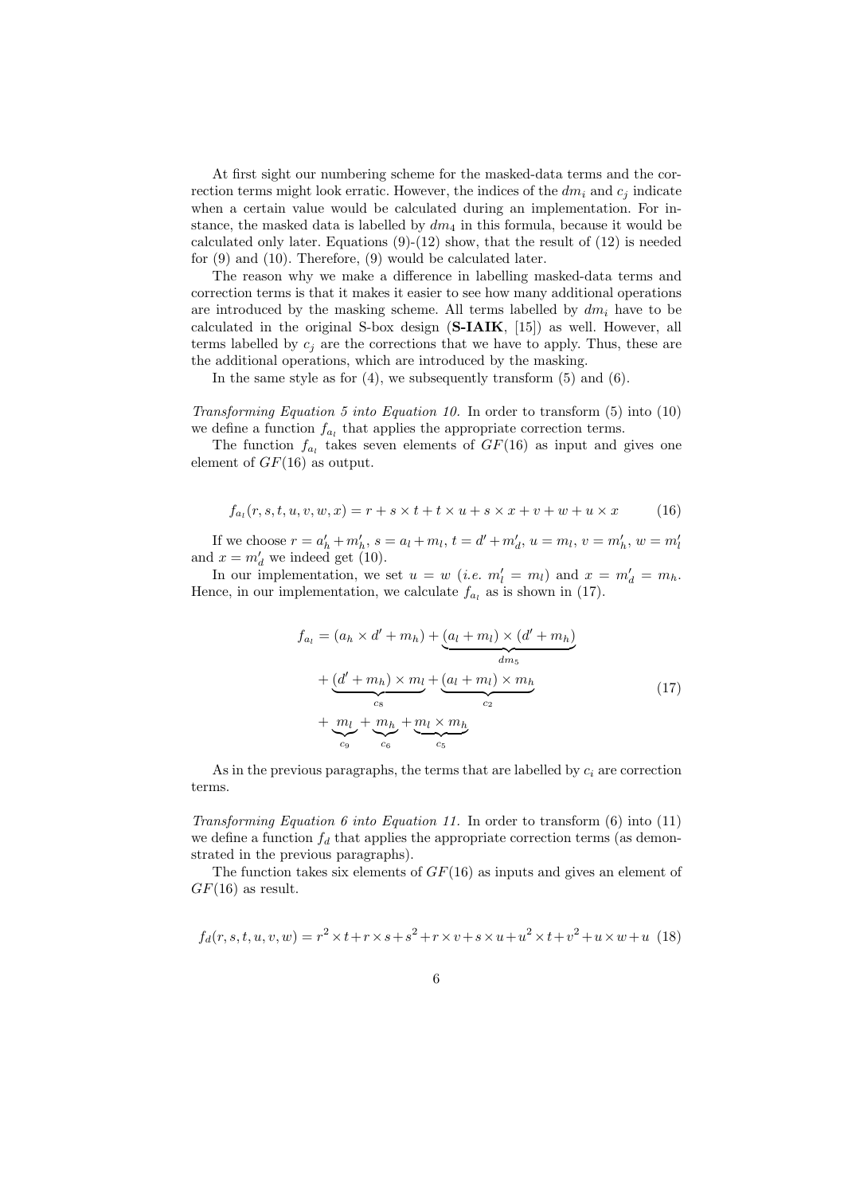At first sight our numbering scheme for the masked-data terms and the correction terms might look erratic. However, the indices of the $dm_i$ and $c_j$ indicate when a certain value would be calculated during an implementation. For instance, the masked data is labelled by $dm_4$ in this formula, because it would be calculated only later. Equations (9)-(12) show, that the result of (12) is needed for (9) and (10). Therefore, (9) would be calculated later.

The reason why we make a difference in labelling masked-data terms and correction terms is that it makes it easier to see how many additional operations are introduced by the masking scheme. All terms labelled by $dm_i$ have to be calculated in the original S-box design (**S-IAIK**, [15]) as well. However, all terms labelled by $c_j$ are the corrections that we have to apply. Thus, these are the additional operations, which are introduced by the masking.

In the same style as for (4), we subsequently transform (5) and (6).

*Transforming Equation 5 into Equation 10.* In order to transform (5) into (10) we define a function $f_{a_l}$ that applies the appropriate correction terms.

The function $f_{a_l}$ takes seven elements of $GF(16)$ as input and gives one element of $GF(16)$ as output.

$$f_{a_l}(r, s, t, u, v, w, x) = r + s \times t + t \times u + s \times x + v + w + u \times x \tag{16}$$

If we choose $r = a'_h + m'_h$, $s = a_l + m_l$, $t = d' + m'_d$, $u = m_l$, $v = m'_h$, $w = m'_l$ and $x = m'_d$ we indeed get (10).

In our implementation, we set $u = w$ (*i.e.* $m'_l = m_l$) and $x = m'_d = m_h$. Hence, in our implementation, we calculate $f_{a_l}$ as is shown in (17).

$$\begin{aligned} f_{a_l} &= (a_h \times d' + m_h) + \underbrace{(a_l + m_l) \times (d' + m_h)}_{dm_5} \\ &+ \underbrace{(d' + m_h) \times m_l}_{c_8} + \underbrace{(a_l + m_l) \times m_h}_{c_2} \\ &+ \underbrace{m_l}_{c_9} + \underbrace{m_h}_{c_6} + \underbrace{m_l \times m_h}_{c_5} \end{aligned} \tag{17}$$

As in the previous paragraphs, the terms that are labelled by $c_i$ are correction terms.

*Transforming Equation 6 into Equation 11.* In order to transform (6) into (11) we define a function $f_d$ that applies the appropriate correction terms (as demonstrated in the previous paragraphs).

The function takes six elements of $GF(16)$ as inputs and gives an element of $GF(16)$ as result.

$$f_d(r, s, t, u, v, w) = r^2 \times t + r \times s + s^2 + r \times v + s \times u + u^2 \times t + v^2 + u \times w + u \tag{18}$$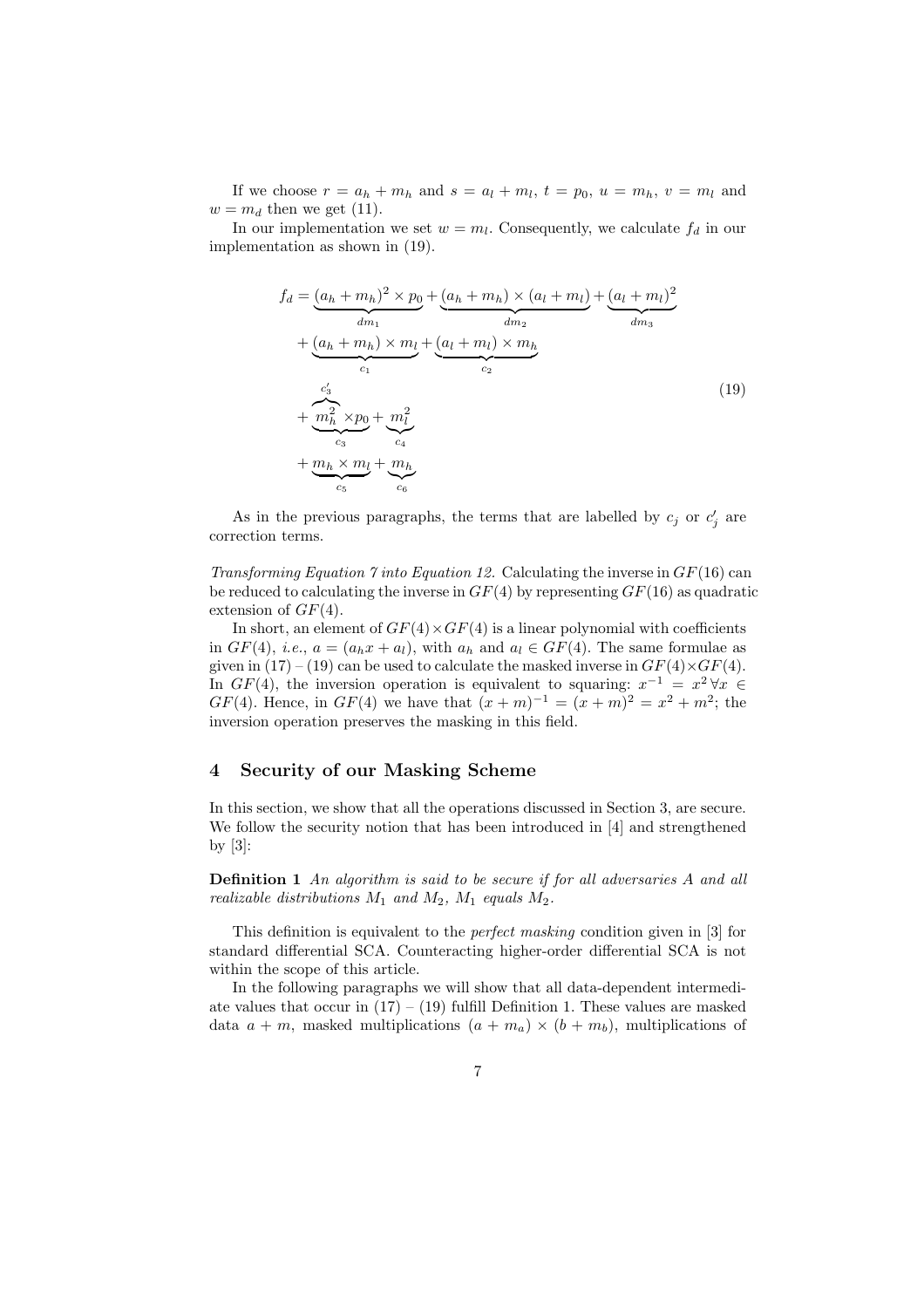If we choose $r = a_h + m_h$ and $s = a_l + m_l$, $t = p_0$, $u = m_h$, $v = m_l$ and $w = m_d$ then we get (11).

In our implementation we set $w = m_l$. Consequently, we calculate $f_d$ in our implementation as shown in (19).

$$
\begin{aligned}
f_d = &\underbrace{(a_h + m_h)^2 \times p_0}_{dm_1} + \underbrace{(a_h + m_h) \times (a_l + m_l)}_{dm_2} + \underbrace{(a_l + m_l)^2}_{dm_3} \\
&+ \underbrace{(a_h + m_h) \times m_l}_{c_1} + \underbrace{(a_l + m_l) \times m_h}_{c_2} \\
&+ \underbrace{\overbrace{m_h^2}^{c_3'} \times p_0}_{c_3} + \underbrace{m_l^2}_{c_4} \\
&+ \underbrace{m_h \times m_l}_{c_5} + \underbrace{m_h}_{c_6}
\end{aligned}
\tag{19}
$$

As in the previous paragraphs, the terms that are labelled by $c_j$ or $c_j'$ are correction terms.

*Transforming Equation 7 into Equation 12.* Calculating the inverse in $GF(16)$ can be reduced to calculating the inverse in $GF(4)$ by representing $GF(16)$ as quadratic extension of $GF(4)$.

In short, an element of $GF(4) \times GF(4)$ is a linear polynomial with coefficients in $GF(4)$, *i.e.*, $a = (a_h x + a_l)$, with $a_h$ and $a_l \in GF(4)$. The same formulae as given in (17) – (19) can be used to calculate the masked inverse in $GF(4) \times GF(4)$. In $GF(4)$, the inversion operation is equivalent to squaring: $x^{-1} = x^2 \, \forall x \in GF(4)$. Hence, in $GF(4)$ we have that $(x + m)^{-1} = (x + m)^2 = x^2 + m^2$; the inversion operation preserves the masking in this field.

## 4 Security of our Masking Scheme

In this section, we show that all the operations discussed in Section 3, are secure. We follow the security notion that has been introduced in [4] and strengthened by [3]:

**Definition 1** *An algorithm is said to be secure if for all adversaries A and all realizable distributions $M_1$ and $M_2$, $M_1$ equals $M_2$.*

This definition is equivalent to the *perfect masking* condition given in [3] for standard differential SCA. Counteracting higher-order differential SCA is not within the scope of this article.

In the following paragraphs we will show that all data-dependent intermediate values that occur in (17) – (19) fulfill Definition 1. These values are masked data $a + m$, masked multiplications $(a + m_a) \times (b + m_b)$, multiplications of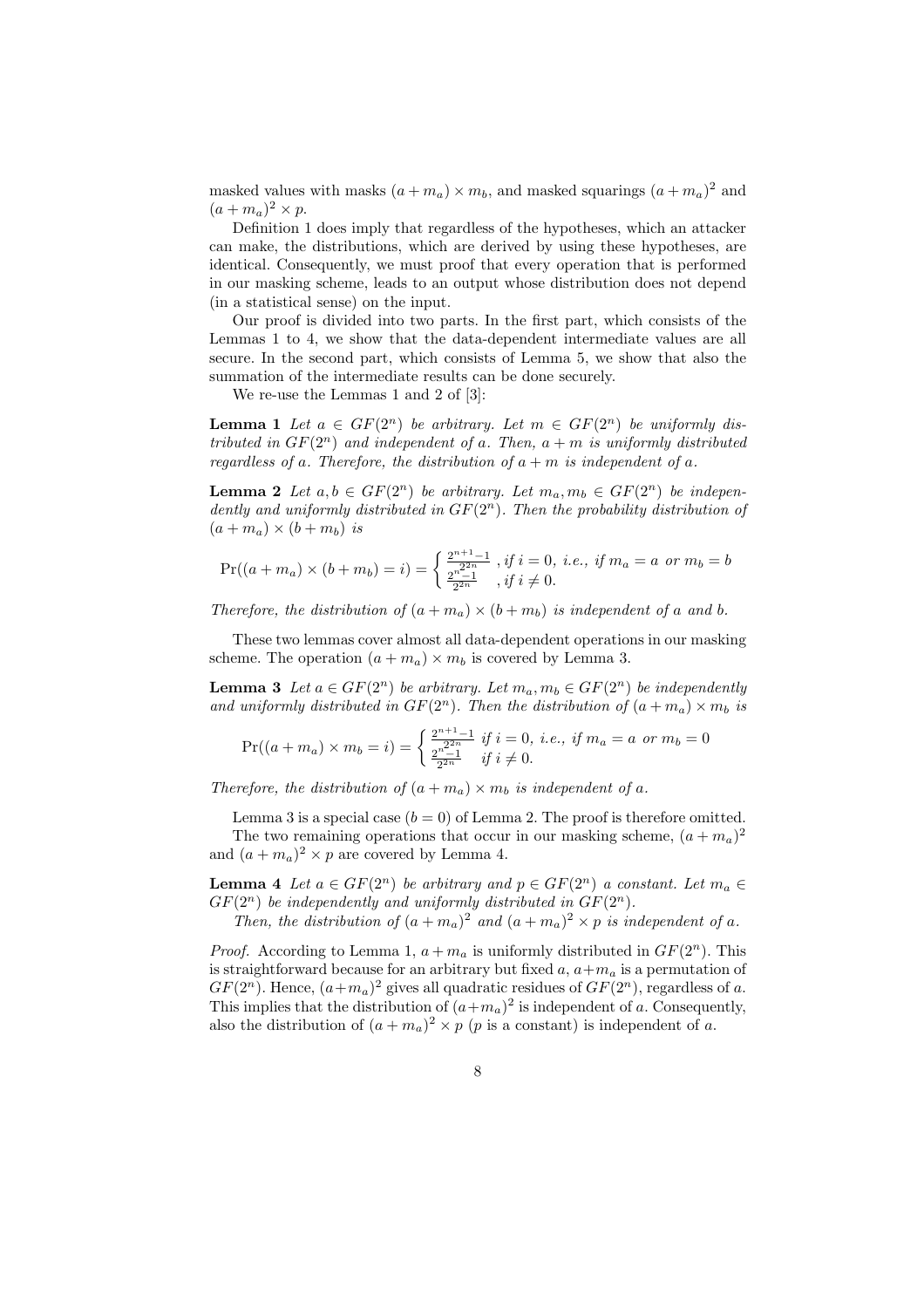masked values with masks $(a + m_a) \times m_b$, and masked squarings $(a + m_a)^2$ and $(a + m_a)^2 \times p$.

Definition 1 does imply that regardless of the hypotheses, which an attacker can make, the distributions, which are derived by using these hypotheses, are identical. Consequently, we must proof that every operation that is performed in our masking scheme, leads to an output whose distribution does not depend (in a statistical sense) on the input.

Our proof is divided into two parts. In the first part, which consists of the Lemmas 1 to 4, we show that the data-dependent intermediate values are all secure. In the second part, which consists of Lemma 5, we show that also the summation of the intermediate results can be done securely.

We re-use the Lemmas 1 and 2 of [3]:

**Lemma 1** *Let $a \in GF(2^n)$ be arbitrary. Let $m \in GF(2^n)$ be uniformly distributed in $GF(2^n)$ and independent of $a$. Then, $a + m$ is uniformly distributed regardless of $a$. Therefore, the distribution of $a + m$ is independent of $a$.*

**Lemma 2** *Let $a, b \in GF(2^n)$ be arbitrary. Let $m_a, m_b \in GF(2^n)$ be independently and uniformly distributed in $GF(2^n)$. Then the probability distribution of $(a + m_a) \times (b + m_b)$ is*

$$\Pr((a + m_a) \times (b + m_b) = i) = \begin{cases} \frac{2^{n+1}-1}{2^{2n}} & , \text{if } i = 0, \text{ i.e., if } m_a = a \text{ or } m_b = b \\ \frac{2^n-1}{2^{2n}} & , \text{if } i \neq 0. \end{cases}$$

*Therefore, the distribution of $(a + m_a) \times (b + m_b)$ is independent of $a$ and $b$.*

These two lemmas cover almost all data-dependent operations in our masking scheme. The operation $(a + m_a) \times m_b$ is covered by Lemma 3.

**Lemma 3** *Let $a \in GF(2^n)$ be arbitrary. Let $m_a, m_b \in GF(2^n)$ be independently and uniformly distributed in $GF(2^n)$. Then the distribution of $(a + m_a) \times m_b$ is*

$$\Pr((a + m_a) \times m_b = i) = \begin{cases} \frac{2^{n+1}-1}{2^{2n}} & \text{if } i = 0, \text{ i.e., if } m_a = a \text{ or } m_b = 0 \\ \frac{2^n-1}{2^{2n}} & \text{if } i \neq 0. \end{cases}$$

*Therefore, the distribution of $(a + m_a) \times m_b$ is independent of $a$.*

Lemma 3 is a special case ($b = 0$) of Lemma 2. The proof is therefore omitted.

The two remaining operations that occur in our masking scheme, $(a + m_a)^2$ and $(a + m_a)^2 \times p$ are covered by Lemma 4.

**Lemma 4** *Let $a \in GF(2^n)$ be arbitrary and $p \in GF(2^n)$ a constant. Let $m_a \in GF(2^n)$ be independently and uniformly distributed in $GF(2^n)$.*

*Then, the distribution of $(a + m_a)^2$ and $(a + m_a)^2 \times p$ is independent of $a$.*

*Proof.* According to Lemma 1, $a + m_a$ is uniformly distributed in $GF(2^n)$. This is straightforward because for an arbitrary but fixed $a$, $a+m_a$ is a permutation of $GF(2^n)$. Hence, $(a+m_a)^2$ gives all quadratic residues of $GF(2^n)$, regardless of $a$. This implies that the distribution of $(a+m_a)^2$ is independent of $a$. Consequently, also the distribution of $(a + m_a)^2 \times p$ ($p$ is a constant) is independent of $a$.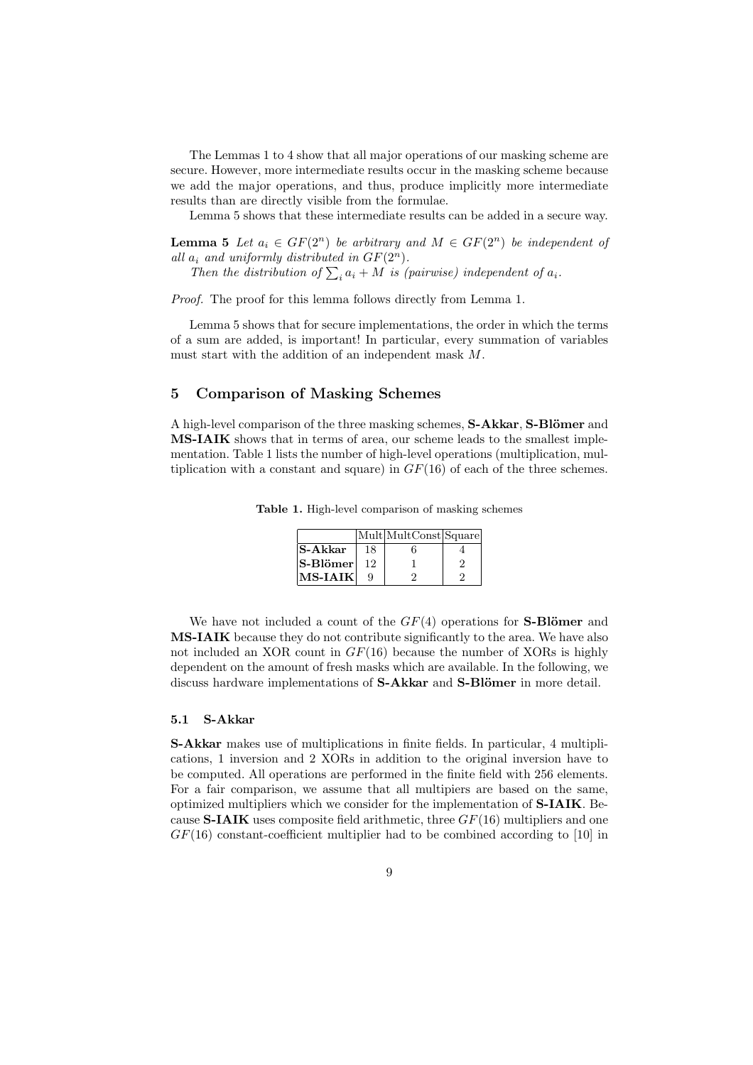The Lemmas 1 to 4 show that all major operations of our masking scheme are secure. However, more intermediate results occur in the masking scheme because we add the major operations, and thus, produce implicitly more intermediate results than are directly visible from the formulae.

Lemma 5 shows that these intermediate results can be added in a secure way.

**Lemma 5** *Let $a_i \in GF(2^n)$ be arbitrary and $M \in GF(2^n)$ be independent of all $a_i$ and uniformly distributed in $GF(2^n)$.*

*Then the distribution of $\sum_i a_i + M$ is (pairwise) independent of $a_i$.*

*Proof.* The proof for this lemma follows directly from Lemma 1.

Lemma 5 shows that for secure implementations, the order in which the terms of a sum are added, is important! In particular, every summation of variables must start with the addition of an independent mask $M$.

## 5 Comparison of Masking Schemes

A high-level comparison of the three masking schemes, **S-Akkar**, **S-Blömer** and **MS-IAIK** shows that in terms of area, our scheme leads to the smallest implementation. Table 1 lists the number of high-level operations (multiplication, multiplication with a constant and square) in $GF(16)$ of each of the three schemes.

**Table 1.** High-level comparison of masking schemes

| | Mult | MultConst | Square |
|---|---|---|---|
| **S-Akkar** | 18 | 6 | 4 |
| **S-Blömer** | 12 | 1 | 2 |
| **MS-IAIK** | 9 | 2 | 2 |

We have not included a count of the $GF(4)$ operations for **S-Blömer** and **MS-IAIK** because they do not contribute significantly to the area. We have also not included an XOR count in $GF(16)$ because the number of XORs is highly dependent on the amount of fresh masks which are available. In the following, we discuss hardware implementations of **S-Akkar** and **S-Blömer** in more detail.

### 5.1 S-Akkar

**S-Akkar** makes use of multiplications in finite fields. In particular, 4 multiplications, 1 inversion and 2 XORs in addition to the original inversion have to be computed. All operations are performed in the finite field with 256 elements. For a fair comparison, we assume that all multipiers are based on the same, optimized multipliers which we consider for the implementation of **S-IAIK**. Because **S-IAIK** uses composite field arithmetic, three $GF(16)$ multipliers and one $GF(16)$ constant-coefficient multiplier had to be combined according to [10] in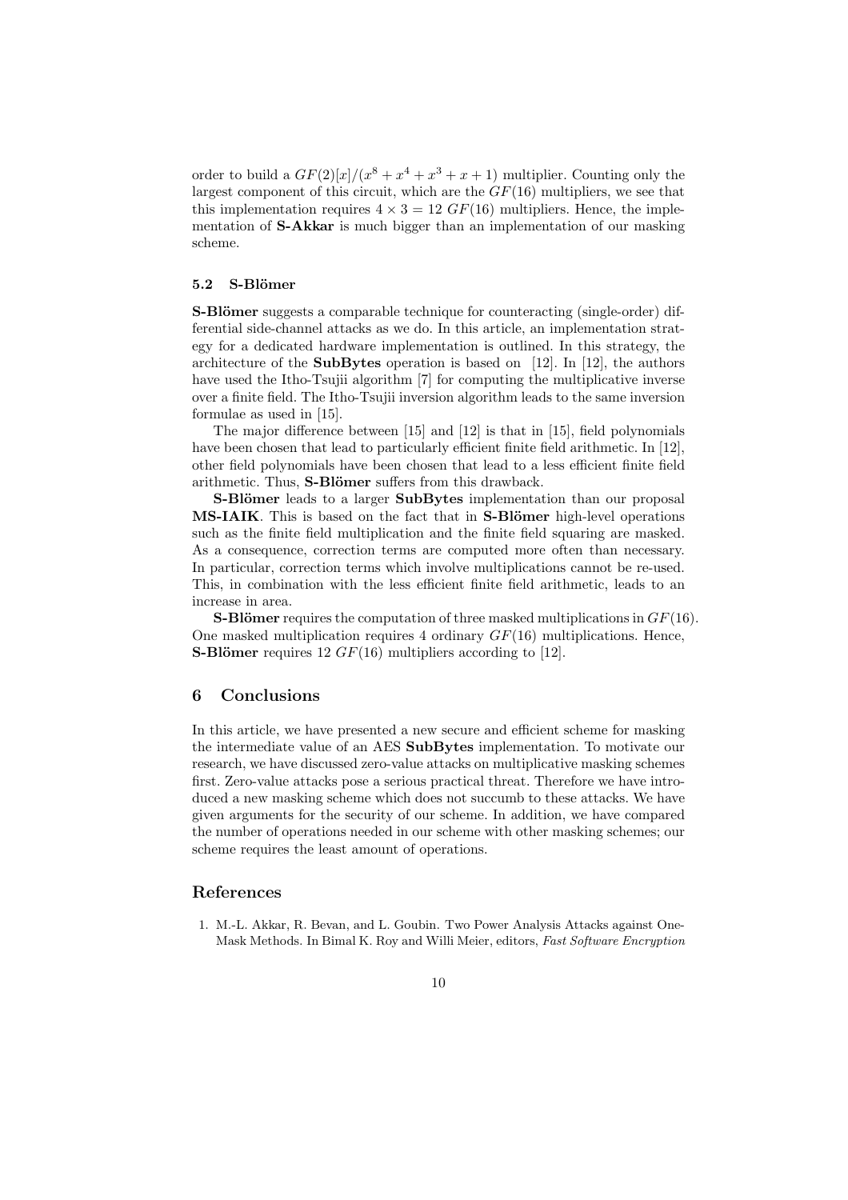order to build a $GF(2)[x]/(x^8 + x^4 + x^3 + x + 1)$ multiplier. Counting only the largest component of this circuit, which are the $GF(16)$ multipliers, we see that this implementation requires $4 \times 3 = 12$ $GF(16)$ multipliers. Hence, the implementation of **S-Akkar** is much bigger than an implementation of our masking scheme.

### 5.2 S-Blömer

**S-Blömer** suggests a comparable technique for counteracting (single-order) differential side-channel attacks as we do. In this article, an implementation strategy for a dedicated hardware implementation is outlined. In this strategy, the architecture of the **SubBytes** operation is based on [12]. In [12], the authors have used the Itho-Tsujii algorithm [7] for computing the multiplicative inverse over a finite field. The Itho-Tsujii inversion algorithm leads to the same inversion formulae as used in [15].

The major difference between [15] and [12] is that in [15], field polynomials have been chosen that lead to particularly efficient finite field arithmetic. In [12], other field polynomials have been chosen that lead to a less efficient finite field arithmetic. Thus, **S-Blömer** suffers from this drawback.

**S-Blömer** leads to a larger **SubBytes** implementation than our proposal **MS-IAIK**. This is based on the fact that in **S-Blömer** high-level operations such as the finite field multiplication and the finite field squaring are masked. As a consequence, correction terms are computed more often than necessary. In particular, correction terms which involve multiplications cannot be re-used. This, in combination with the less efficient finite field arithmetic, leads to an increase in area.

**S-Blömer** requires the computation of three masked multiplications in $GF(16)$. One masked multiplication requires 4 ordinary $GF(16)$ multiplications. Hence, **S-Blömer** requires 12 $GF(16)$ multipliers according to [12].

## 6 Conclusions

In this article, we have presented a new secure and efficient scheme for masking the intermediate value of an AES **SubBytes** implementation. To motivate our research, we have discussed zero-value attacks on multiplicative masking schemes first. Zero-value attacks pose a serious practical threat. Therefore we have introduced a new masking scheme which does not succumb to these attacks. We have given arguments for the security of our scheme. In addition, we have compared the number of operations needed in our scheme with other masking schemes; our scheme requires the least amount of operations.

## References

1. M.-L. Akkar, R. Bevan, and L. Goubin. Two Power Analysis Attacks against One-Mask Methods. In Bimal K. Roy and Willi Meier, editors, *Fast Software Encryption*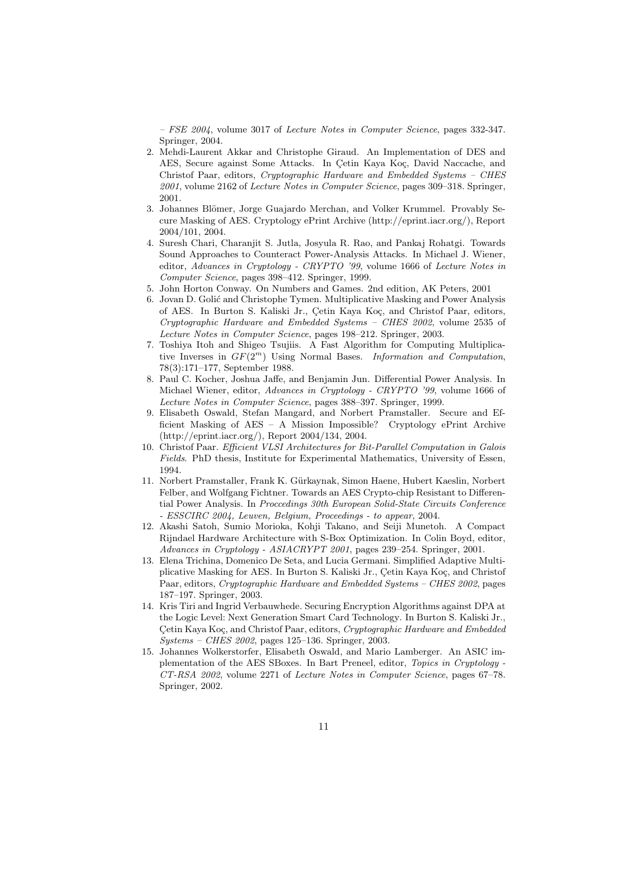– *FSE 2004*, volume 3017 of *Lecture Notes in Computer Science*, pages 332-347. Springer, 2004.

2. Mehdi-Laurent Akkar and Christophe Giraud. An Implementation of DES and AES, Secure against Some Attacks. In Çetin Kaya Koç, David Naccache, and Christof Paar, editors, *Cryptographic Hardware and Embedded Systems – CHES 2001*, volume 2162 of *Lecture Notes in Computer Science*, pages 309–318. Springer, 2001.
3. Johannes Blömer, Jorge Guajardo Merchan, and Volker Krummel. Provably Secure Masking of AES. Cryptology ePrint Archive (http://eprint.iacr.org/), Report 2004/101, 2004.
4. Suresh Chari, Charanjit S. Jutla, Josyula R. Rao, and Pankaj Rohatgi. Towards Sound Approaches to Counteract Power-Analysis Attacks. In Michael J. Wiener, editor, *Advances in Cryptology - CRYPTO '99*, volume 1666 of *Lecture Notes in Computer Science*, pages 398–412. Springer, 1999.
5. John Horton Conway. On Numbers and Games. 2nd edition, AK Peters, 2001
6. Jovan D. Golić and Christophe Tymen. Multiplicative Masking and Power Analysis of AES. In Burton S. Kaliski Jr., Çetin Kaya Koç, and Christof Paar, editors, *Cryptographic Hardware and Embedded Systems – CHES 2002*, volume 2535 of *Lecture Notes in Computer Science*, pages 198–212. Springer, 2003.
7. Toshiya Itoh and Shigeo Tsujiis. A Fast Algorithm for Computing Multiplicative Inverses in $GF(2^m)$ Using Normal Bases. *Information and Computation*, 78(3):171–177, September 1988.
8. Paul C. Kocher, Joshua Jaffe, and Benjamin Jun. Differential Power Analysis. In Michael Wiener, editor, *Advances in Cryptology - CRYPTO '99*, volume 1666 of *Lecture Notes in Computer Science*, pages 388–397. Springer, 1999.
9. Elisabeth Oswald, Stefan Mangard, and Norbert Pramstaller. Secure and Efficient Masking of AES – A Mission Impossible? Cryptology ePrint Archive (http://eprint.iacr.org/), Report 2004/134, 2004.
10. Christof Paar. *Efficient VLSI Architectures for Bit-Parallel Computation in Galois Fields*. PhD thesis, Institute for Experimental Mathematics, University of Essen, 1994.
11. Norbert Pramstaller, Frank K. Gürkaynak, Simon Haene, Hubert Kaeslin, Norbert Felber, and Wolfgang Fichtner. Towards an AES Crypto-chip Resistant to Differential Power Analysis. In *Proccedings 30th European Solid-State Circuits Conference - ESSCIRC 2004, Leuven, Belgium, Proceedings - to appear*, 2004.
12. Akashi Satoh, Sumio Morioka, Kohji Takano, and Seiji Munetoh. A Compact Rijndael Hardware Architecture with S-Box Optimization. In Colin Boyd, editor, *Advances in Cryptology - ASIACRYPT 2001*, pages 239–254. Springer, 2001.
13. Elena Trichina, Domenico De Seta, and Lucia Germani. Simplified Adaptive Multiplicative Masking for AES. In Burton S. Kaliski Jr., Çetin Kaya Koç, and Christof Paar, editors, *Cryptographic Hardware and Embedded Systems – CHES 2002*, pages 187–197. Springer, 2003.
14. Kris Tiri and Ingrid Verbauwhede. Securing Encryption Algorithms against DPA at the Logic Level: Next Generation Smart Card Technology. In Burton S. Kaliski Jr., Çetin Kaya Koç, and Christof Paar, editors, *Cryptographic Hardware and Embedded Systems – CHES 2002*, pages 125–136. Springer, 2003.
15. Johannes Wolkerstorfer, Elisabeth Oswald, and Mario Lamberger. An ASIC implementation of the AES SBoxes. In Bart Preneel, editor, *Topics in Cryptology - CT-RSA 2002*, volume 2271 of *Lecture Notes in Computer Science*, pages 67–78. Springer, 2002.